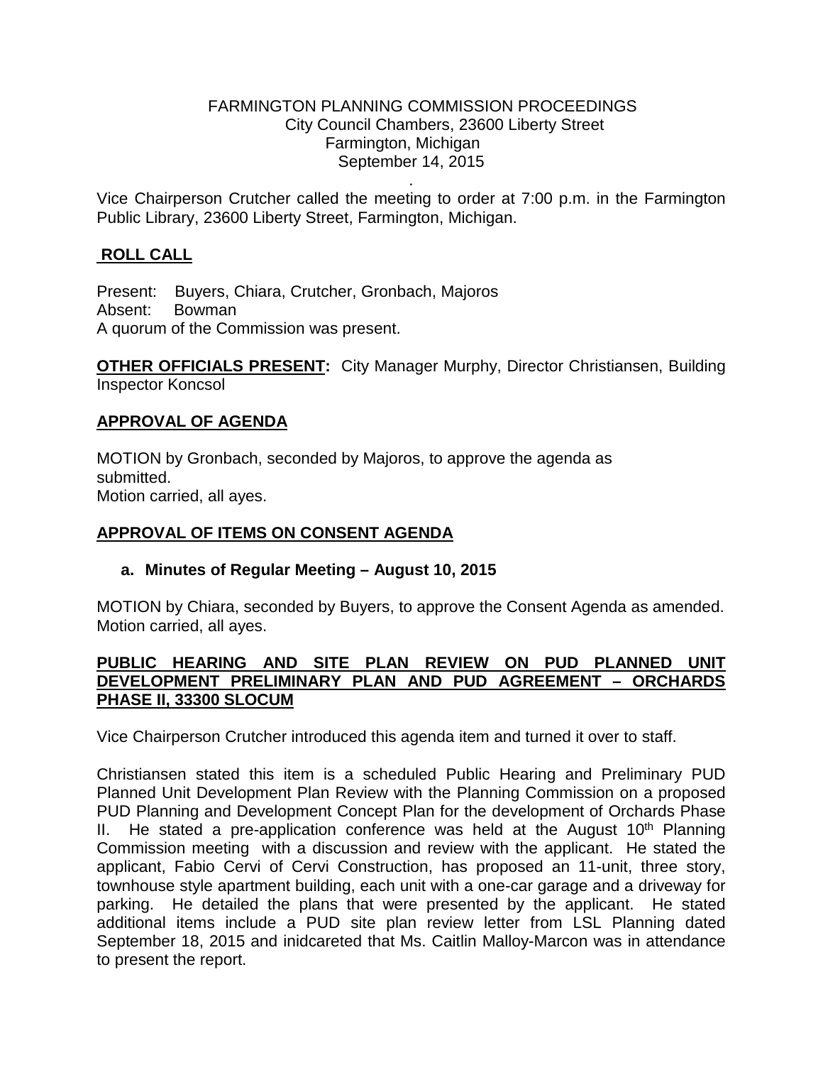# FARMINGTON PLANNING COMMISSION PROCEEDINGS

City Council Chambers, 23600 Liberty Street
Farmington, Michigan
September 14, 2015

.

Vice Chairperson Crutcher called the meeting to order at 7:00 p.m. in the Farmington Public Library, 23600 Liberty Street, Farmington, Michigan.

## ROLL CALL

Present: Buyers, Chiara, Crutcher, Gronbach, Majoros
Absent: Bowman
A quorum of the Commission was present.

**OTHER OFFICIALS PRESENT:** City Manager Murphy, Director Christiansen, Building Inspector Koncsol

## APPROVAL OF AGENDA

MOTION by Gronbach, seconded by Majoros, to approve the agenda as submitted.
Motion carried, all ayes.

## APPROVAL OF ITEMS ON CONSENT AGENDA

**a. Minutes of Regular Meeting – August 10, 2015**

MOTION by Chiara, seconded by Buyers, to approve the Consent Agenda as amended.
Motion carried, all ayes.

## PUBLIC HEARING AND SITE PLAN REVIEW ON PUD PLANNED UNIT DEVELOPMENT PRELIMINARY PLAN AND PUD AGREEMENT – ORCHARDS PHASE II, 33300 SLOCUM

Vice Chairperson Crutcher introduced this agenda item and turned it over to staff.

Christiansen stated this item is a scheduled Public Hearing and Preliminary PUD Planned Unit Development Plan Review with the Planning Commission on a proposed PUD Planning and Development Concept Plan for the development of Orchards Phase II. He stated a pre-application conference was held at the August 10th Planning Commission meeting with a discussion and review with the applicant. He stated the applicant, Fabio Cervi of Cervi Construction, has proposed an 11-unit, three story, townhouse style apartment building, each unit with a one-car garage and a driveway for parking. He detailed the plans that were presented by the applicant. He stated additional items include a PUD site plan review letter from LSL Planning dated September 18, 2015 and inidcareted that Ms. Caitlin Malloy-Marcon was in attendance to present the report.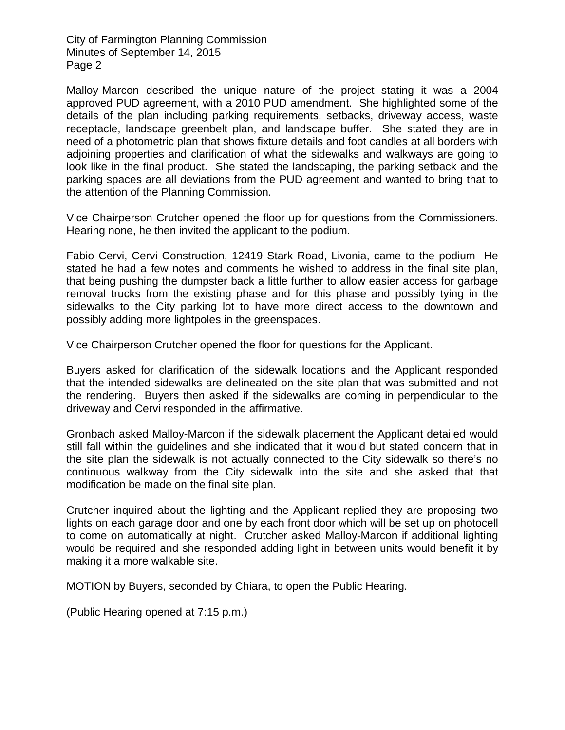Malloy-Marcon described the unique nature of the project stating it was a 2004 approved PUD agreement, with a 2010 PUD amendment. She highlighted some of the details of the plan including parking requirements, setbacks, driveway access, waste receptacle, landscape greenbelt plan, and landscape buffer. She stated they are in need of a photometric plan that shows fixture details and foot candles at all borders with adjoining properties and clarification of what the sidewalks and walkways are going to look like in the final product. She stated the landscaping, the parking setback and the parking spaces are all deviations from the PUD agreement and wanted to bring that to the attention of the Planning Commission.

Vice Chairperson Crutcher opened the floor up for questions from the Commissioners. Hearing none, he then invited the applicant to the podium.

Fabio Cervi, Cervi Construction, 12419 Stark Road, Livonia, came to the podium He stated he had a few notes and comments he wished to address in the final site plan, that being pushing the dumpster back a little further to allow easier access for garbage removal trucks from the existing phase and for this phase and possibly tying in the sidewalks to the City parking lot to have more direct access to the downtown and possibly adding more lightpoles in the greenspaces.

Vice Chairperson Crutcher opened the floor for questions for the Applicant.

Buyers asked for clarification of the sidewalk locations and the Applicant responded that the intended sidewalks are delineated on the site plan that was submitted and not the rendering. Buyers then asked if the sidewalks are coming in perpendicular to the driveway and Cervi responded in the affirmative.

Gronbach asked Malloy-Marcon if the sidewalk placement the Applicant detailed would still fall within the guidelines and she indicated that it would but stated concern that in the site plan the sidewalk is not actually connected to the City sidewalk so there's no continuous walkway from the City sidewalk into the site and she asked that that modification be made on the final site plan.

Crutcher inquired about the lighting and the Applicant replied they are proposing two lights on each garage door and one by each front door which will be set up on photocell to come on automatically at night. Crutcher asked Malloy-Marcon if additional lighting would be required and she responded adding light in between units would benefit it by making it a more walkable site.

MOTION by Buyers, seconded by Chiara, to open the Public Hearing.

(Public Hearing opened at 7:15 p.m.)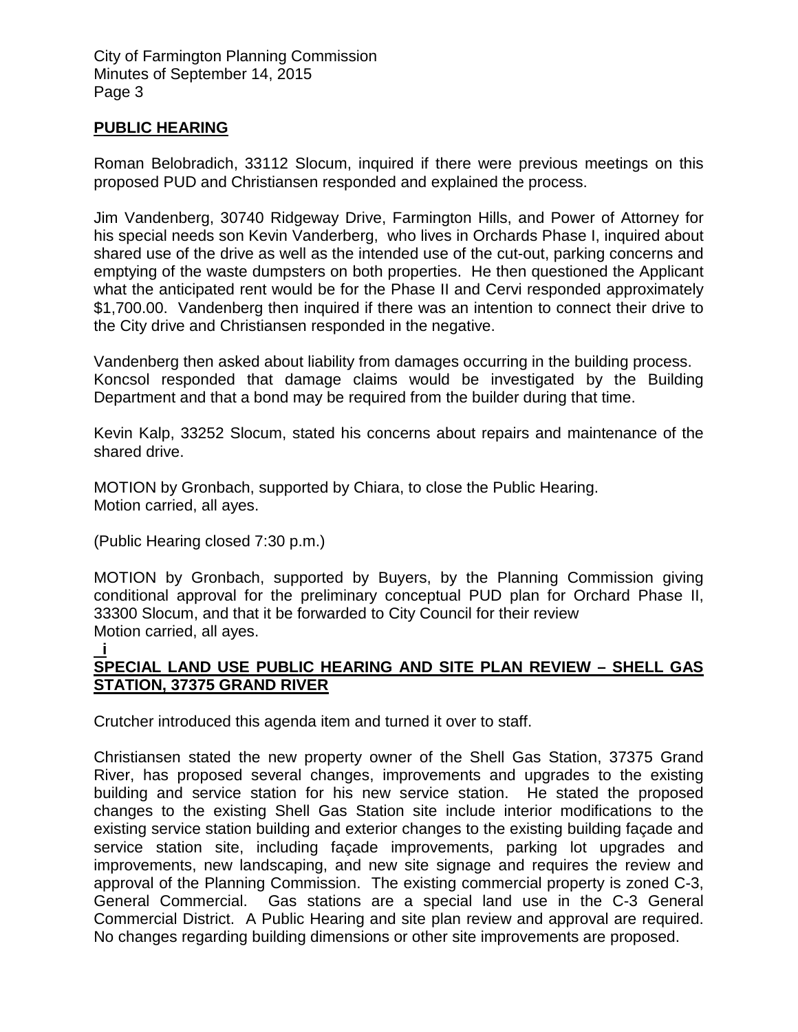## PUBLIC HEARING

Roman Belobradich, 33112 Slocum, inquired if there were previous meetings on this proposed PUD and Christiansen responded and explained the process.

Jim Vandenberg, 30740 Ridgeway Drive, Farmington Hills, and Power of Attorney for his special needs son Kevin Vanderberg, who lives in Orchards Phase I, inquired about shared use of the drive as well as the intended use of the cut-out, parking concerns and emptying of the waste dumpsters on both properties. He then questioned the Applicant what the anticipated rent would be for the Phase II and Cervi responded approximately $1,700.00. Vandenberg then inquired if there was an intention to connect their drive to the City drive and Christiansen responded in the negative.

Vandenberg then asked about liability from damages occurring in the building process. Koncsol responded that damage claims would be investigated by the Building Department and that a bond may be required from the builder during that time.

Kevin Kalp, 33252 Slocum, stated his concerns about repairs and maintenance of the shared drive.

MOTION by Gronbach, supported by Chiara, to close the Public Hearing.
Motion carried, all ayes.

(Public Hearing closed 7:30 p.m.)

MOTION by Gronbach, supported by Buyers, by the Planning Commission giving conditional approval for the preliminary conceptual PUD plan for Orchard Phase II, 33300 Slocum, and that it be forwarded to City Council for their review
Motion carried, all ayes.

## SPECIAL LAND USE PUBLIC HEARING AND SITE PLAN REVIEW – SHELL GAS STATION, 37375 GRAND RIVER

Crutcher introduced this agenda item and turned it over to staff.

Christiansen stated the new property owner of the Shell Gas Station, 37375 Grand River, has proposed several changes, improvements and upgrades to the existing building and service station for his new service station. He stated the proposed changes to the existing Shell Gas Station site include interior modifications to the existing service station building and exterior changes to the existing building façade and service station site, including façade improvements, parking lot upgrades and improvements, new landscaping, and new site signage and requires the review and approval of the Planning Commission. The existing commercial property is zoned C-3, General Commercial. Gas stations are a special land use in the C-3 General Commercial District. A Public Hearing and site plan review and approval are required. No changes regarding building dimensions or other site improvements are proposed.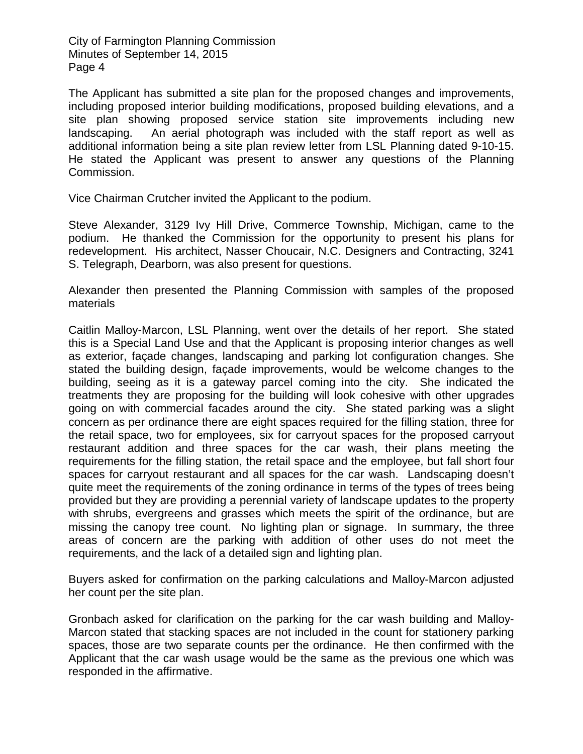The Applicant has submitted a site plan for the proposed changes and improvements, including proposed interior building modifications, proposed building elevations, and a site plan showing proposed service station site improvements including new landscaping. An aerial photograph was included with the staff report as well as additional information being a site plan review letter from LSL Planning dated 9-10-15. He stated the Applicant was present to answer any questions of the Planning Commission.

Vice Chairman Crutcher invited the Applicant to the podium.

Steve Alexander, 3129 Ivy Hill Drive, Commerce Township, Michigan, came to the podium. He thanked the Commission for the opportunity to present his plans for redevelopment. His architect, Nasser Choucair, N.C. Designers and Contracting, 3241 S. Telegraph, Dearborn, was also present for questions.

Alexander then presented the Planning Commission with samples of the proposed materials

Caitlin Malloy-Marcon, LSL Planning, went over the details of her report. She stated this is a Special Land Use and that the Applicant is proposing interior changes as well as exterior, façade changes, landscaping and parking lot configuration changes. She stated the building design, façade improvements, would be welcome changes to the building, seeing as it is a gateway parcel coming into the city. She indicated the treatments they are proposing for the building will look cohesive with other upgrades going on with commercial facades around the city. She stated parking was a slight concern as per ordinance there are eight spaces required for the filling station, three for the retail space, two for employees, six for carryout spaces for the proposed carryout restaurant addition and three spaces for the car wash, their plans meeting the requirements for the filling station, the retail space and the employee, but fall short four spaces for carryout restaurant and all spaces for the car wash. Landscaping doesn't quite meet the requirements of the zoning ordinance in terms of the types of trees being provided but they are providing a perennial variety of landscape updates to the property with shrubs, evergreens and grasses which meets the spirit of the ordinance, but are missing the canopy tree count. No lighting plan or signage. In summary, the three areas of concern are the parking with addition of other uses do not meet the requirements, and the lack of a detailed sign and lighting plan.

Buyers asked for confirmation on the parking calculations and Malloy-Marcon adjusted her count per the site plan.

Gronbach asked for clarification on the parking for the car wash building and Malloy-Marcon stated that stacking spaces are not included in the count for stationery parking spaces, those are two separate counts per the ordinance. He then confirmed with the Applicant that the car wash usage would be the same as the previous one which was responded in the affirmative.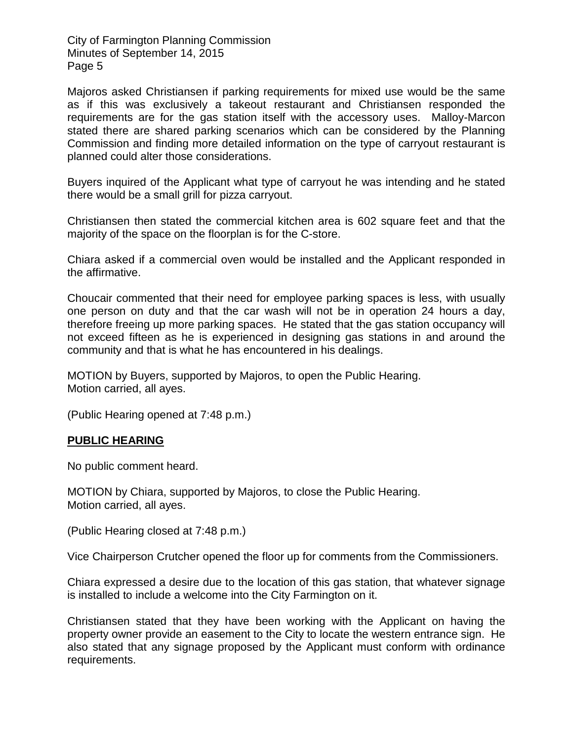Majoros asked Christiansen if parking requirements for mixed use would be the same as if this was exclusively a takeout restaurant and Christiansen responded the requirements are for the gas station itself with the accessory uses. Malloy-Marcon stated there are shared parking scenarios which can be considered by the Planning Commission and finding more detailed information on the type of carryout restaurant is planned could alter those considerations.

Buyers inquired of the Applicant what type of carryout he was intending and he stated there would be a small grill for pizza carryout.

Christiansen then stated the commercial kitchen area is 602 square feet and that the majority of the space on the floorplan is for the C-store.

Chiara asked if a commercial oven would be installed and the Applicant responded in the affirmative.

Choucair commented that their need for employee parking spaces is less, with usually one person on duty and that the car wash will not be in operation 24 hours a day, therefore freeing up more parking spaces. He stated that the gas station occupancy will not exceed fifteen as he is experienced in designing gas stations in and around the community and that is what he has encountered in his dealings.

MOTION by Buyers, supported by Majoros, to open the Public Hearing.
Motion carried, all ayes.

(Public Hearing opened at 7:48 p.m.)

## PUBLIC HEARING

No public comment heard.

MOTION by Chiara, supported by Majoros, to close the Public Hearing.
Motion carried, all ayes.

(Public Hearing closed at 7:48 p.m.)

Vice Chairperson Crutcher opened the floor up for comments from the Commissioners.

Chiara expressed a desire due to the location of this gas station, that whatever signage is installed to include a welcome into the City Farmington on it.

Christiansen stated that they have been working with the Applicant on having the property owner provide an easement to the City to locate the western entrance sign. He also stated that any signage proposed by the Applicant must conform with ordinance requirements.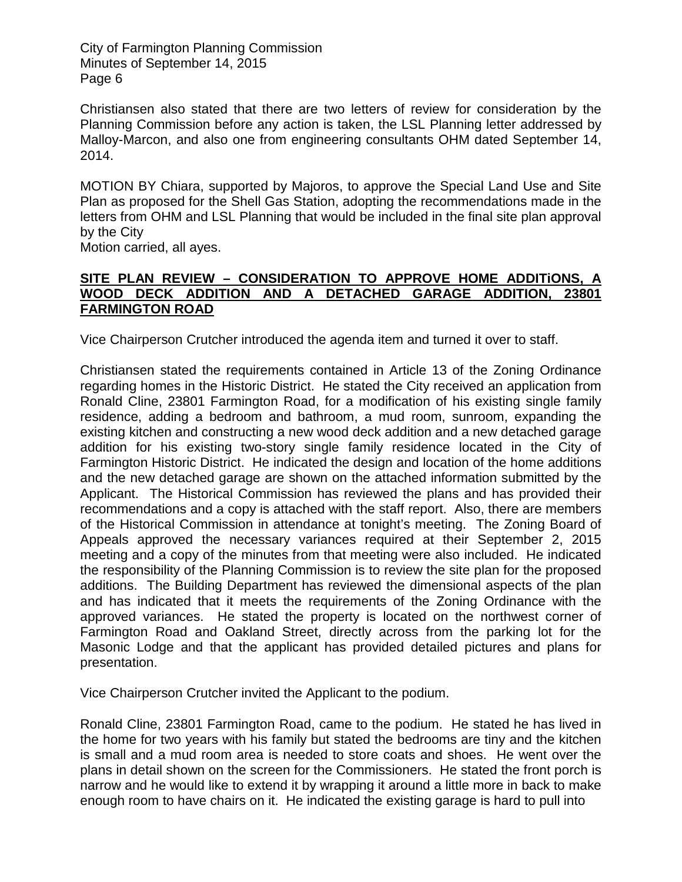Christiansen also stated that there are two letters of review for consideration by the Planning Commission before any action is taken, the LSL Planning letter addressed by Malloy-Marcon, and also one from engineering consultants OHM dated September 14, 2014.

MOTION BY Chiara, supported by Majoros, to approve the Special Land Use and Site Plan as proposed for the Shell Gas Station, adopting the recommendations made in the letters from OHM and LSL Planning that would be included in the final site plan approval by the City
Motion carried, all ayes.

**SITE PLAN REVIEW – CONSIDERATION TO APPROVE HOME ADDITiONS, A WOOD DECK ADDITION AND A DETACHED GARAGE ADDITION, 23801 FARMINGTON ROAD**

Vice Chairperson Crutcher introduced the agenda item and turned it over to staff.

Christiansen stated the requirements contained in Article 13 of the Zoning Ordinance regarding homes in the Historic District. He stated the City received an application from Ronald Cline, 23801 Farmington Road, for a modification of his existing single family residence, adding a bedroom and bathroom, a mud room, sunroom, expanding the existing kitchen and constructing a new wood deck addition and a new detached garage addition for his existing two-story single family residence located in the City of Farmington Historic District. He indicated the design and location of the home additions and the new detached garage are shown on the attached information submitted by the Applicant. The Historical Commission has reviewed the plans and has provided their recommendations and a copy is attached with the staff report. Also, there are members of the Historical Commission in attendance at tonight's meeting. The Zoning Board of Appeals approved the necessary variances required at their September 2, 2015 meeting and a copy of the minutes from that meeting were also included. He indicated the responsibility of the Planning Commission is to review the site plan for the proposed additions. The Building Department has reviewed the dimensional aspects of the plan and has indicated that it meets the requirements of the Zoning Ordinance with the approved variances. He stated the property is located on the northwest corner of Farmington Road and Oakland Street, directly across from the parking lot for the Masonic Lodge and that the applicant has provided detailed pictures and plans for presentation.

Vice Chairperson Crutcher invited the Applicant to the podium.

Ronald Cline, 23801 Farmington Road, came to the podium. He stated he has lived in the home for two years with his family but stated the bedrooms are tiny and the kitchen is small and a mud room area is needed to store coats and shoes. He went over the plans in detail shown on the screen for the Commissioners. He stated the front porch is narrow and he would like to extend it by wrapping it around a little more in back to make enough room to have chairs on it. He indicated the existing garage is hard to pull into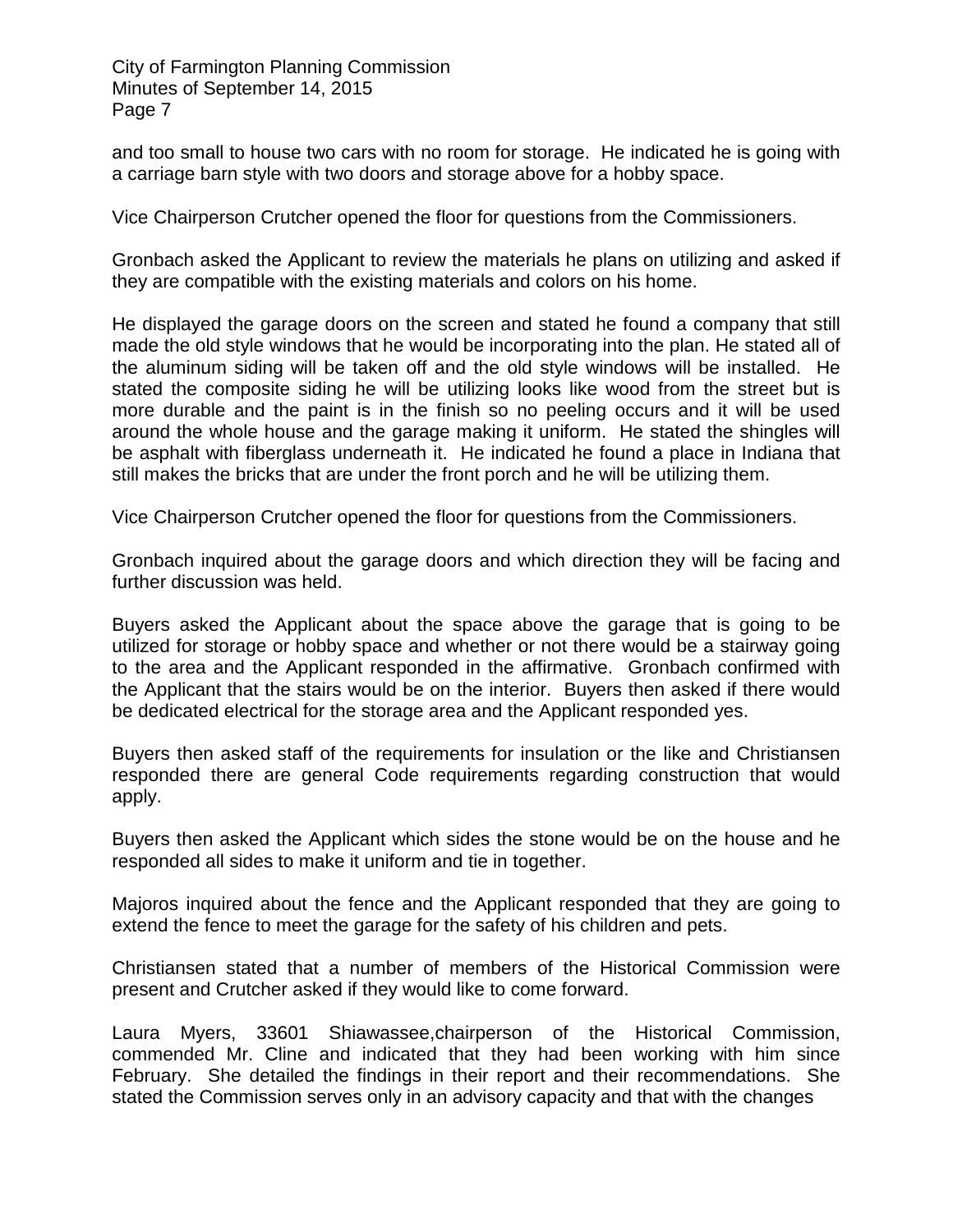and too small to house two cars with no room for storage. He indicated he is going with a carriage barn style with two doors and storage above for a hobby space.

Vice Chairperson Crutcher opened the floor for questions from the Commissioners.

Gronbach asked the Applicant to review the materials he plans on utilizing and asked if they are compatible with the existing materials and colors on his home.

He displayed the garage doors on the screen and stated he found a company that still made the old style windows that he would be incorporating into the plan. He stated all of the aluminum siding will be taken off and the old style windows will be installed. He stated the composite siding he will be utilizing looks like wood from the street but is more durable and the paint is in the finish so no peeling occurs and it will be used around the whole house and the garage making it uniform. He stated the shingles will be asphalt with fiberglass underneath it. He indicated he found a place in Indiana that still makes the bricks that are under the front porch and he will be utilizing them.

Vice Chairperson Crutcher opened the floor for questions from the Commissioners.

Gronbach inquired about the garage doors and which direction they will be facing and further discussion was held.

Buyers asked the Applicant about the space above the garage that is going to be utilized for storage or hobby space and whether or not there would be a stairway going to the area and the Applicant responded in the affirmative. Gronbach confirmed with the Applicant that the stairs would be on the interior. Buyers then asked if there would be dedicated electrical for the storage area and the Applicant responded yes.

Buyers then asked staff of the requirements for insulation or the like and Christiansen responded there are general Code requirements regarding construction that would apply.

Buyers then asked the Applicant which sides the stone would be on the house and he responded all sides to make it uniform and tie in together.

Majoros inquired about the fence and the Applicant responded that they are going to extend the fence to meet the garage for the safety of his children and pets.

Christiansen stated that a number of members of the Historical Commission were present and Crutcher asked if they would like to come forward.

Laura Myers, 33601 Shiawassee,chairperson of the Historical Commission, commended Mr. Cline and indicated that they had been working with him since February. She detailed the findings in their report and their recommendations. She stated the Commission serves only in an advisory capacity and that with the changes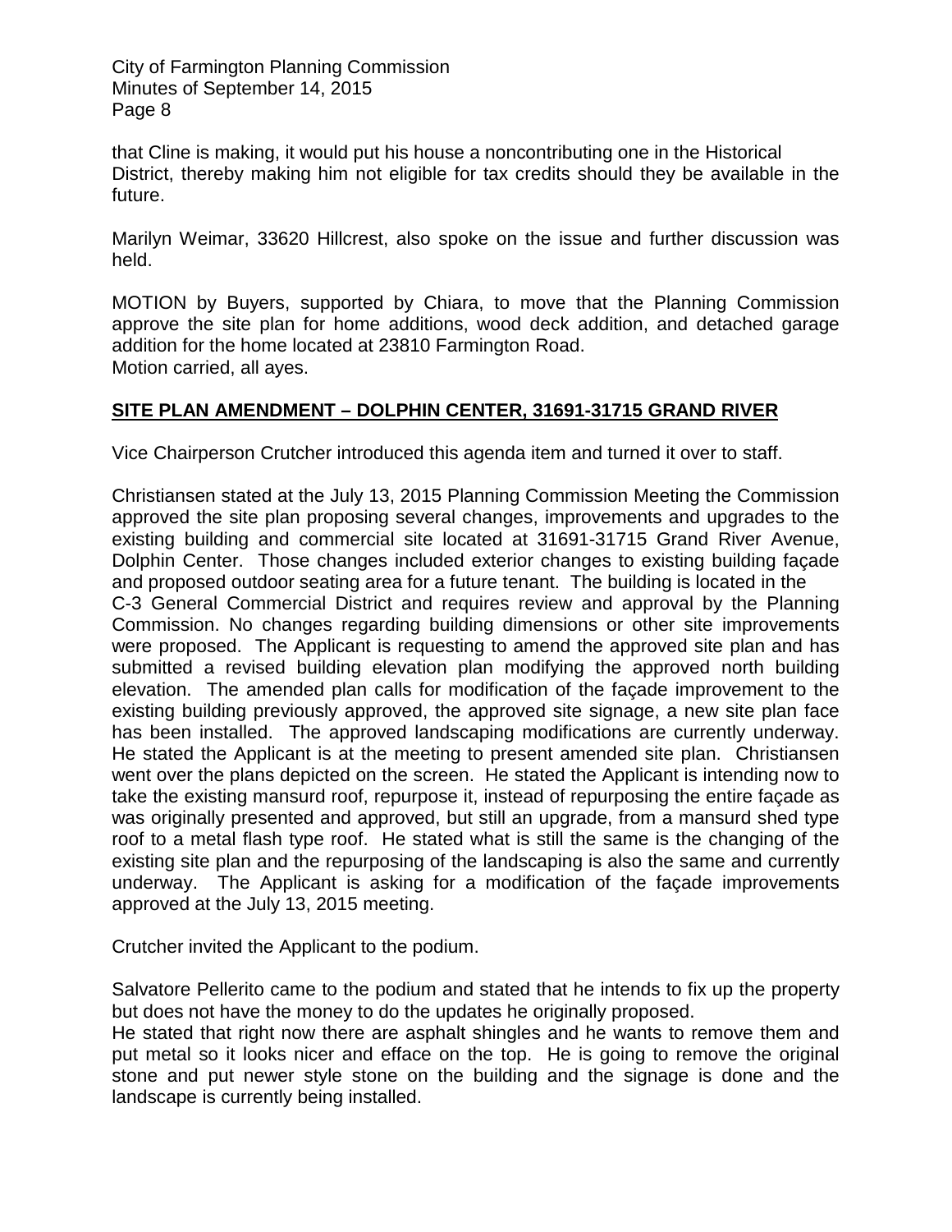that Cline is making, it would put his house a noncontributing one in the Historical District, thereby making him not eligible for tax credits should they be available in the future.

Marilyn Weimar, 33620 Hillcrest, also spoke on the issue and further discussion was held.

MOTION by Buyers, supported by Chiara, to move that the Planning Commission approve the site plan for home additions, wood deck addition, and detached garage addition for the home located at 23810 Farmington Road.
Motion carried, all ayes.

**SITE PLAN AMENDMENT – DOLPHIN CENTER, 31691-31715 GRAND RIVER**

Vice Chairperson Crutcher introduced this agenda item and turned it over to staff.

Christiansen stated at the July 13, 2015 Planning Commission Meeting the Commission approved the site plan proposing several changes, improvements and upgrades to the existing building and commercial site located at 31691-31715 Grand River Avenue, Dolphin Center. Those changes included exterior changes to existing building façade and proposed outdoor seating area for a future tenant. The building is located in the C-3 General Commercial District and requires review and approval by the Planning Commission. No changes regarding building dimensions or other site improvements were proposed. The Applicant is requesting to amend the approved site plan and has submitted a revised building elevation plan modifying the approved north building elevation. The amended plan calls for modification of the façade improvement to the existing building previously approved, the approved site signage, a new site plan face has been installed. The approved landscaping modifications are currently underway. He stated the Applicant is at the meeting to present amended site plan. Christiansen went over the plans depicted on the screen. He stated the Applicant is intending now to take the existing mansurd roof, repurpose it, instead of repurposing the entire façade as was originally presented and approved, but still an upgrade, from a mansurd shed type roof to a metal flash type roof. He stated what is still the same is the changing of the existing site plan and the repurposing of the landscaping is also the same and currently underway. The Applicant is asking for a modification of the façade improvements approved at the July 13, 2015 meeting.

Crutcher invited the Applicant to the podium.

Salvatore Pellerito came to the podium and stated that he intends to fix up the property but does not have the money to do the updates he originally proposed.
He stated that right now there are asphalt shingles and he wants to remove them and put metal so it looks nicer and efface on the top. He is going to remove the original stone and put newer style stone on the building and the signage is done and the landscape is currently being installed.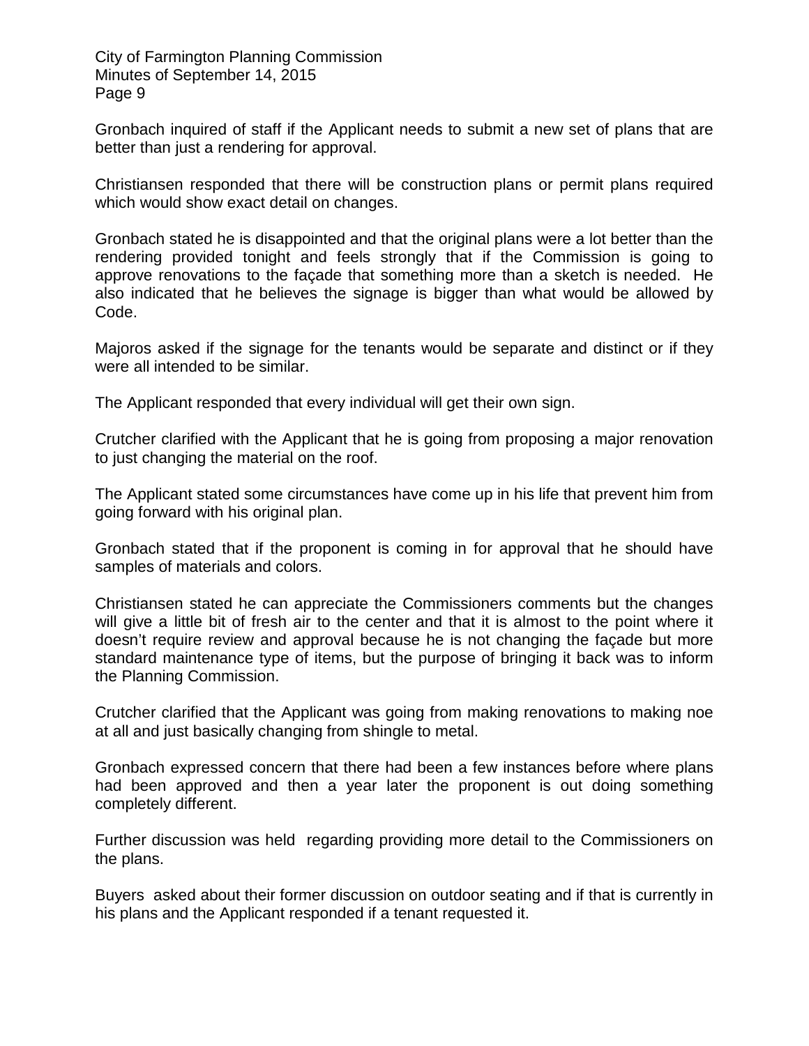Gronbach inquired of staff if the Applicant needs to submit a new set of plans that are better than just a rendering for approval.

Christiansen responded that there will be construction plans or permit plans required which would show exact detail on changes.

Gronbach stated he is disappointed and that the original plans were a lot better than the rendering provided tonight and feels strongly that if the Commission is going to approve renovations to the façade that something more than a sketch is needed. He also indicated that he believes the signage is bigger than what would be allowed by Code.

Majoros asked if the signage for the tenants would be separate and distinct or if they were all intended to be similar.

The Applicant responded that every individual will get their own sign.

Crutcher clarified with the Applicant that he is going from proposing a major renovation to just changing the material on the roof.

The Applicant stated some circumstances have come up in his life that prevent him from going forward with his original plan.

Gronbach stated that if the proponent is coming in for approval that he should have samples of materials and colors.

Christiansen stated he can appreciate the Commissioners comments but the changes will give a little bit of fresh air to the center and that it is almost to the point where it doesn't require review and approval because he is not changing the façade but more standard maintenance type of items, but the purpose of bringing it back was to inform the Planning Commission.

Crutcher clarified that the Applicant was going from making renovations to making noe at all and just basically changing from shingle to metal.

Gronbach expressed concern that there had been a few instances before where plans had been approved and then a year later the proponent is out doing something completely different.

Further discussion was held regarding providing more detail to the Commissioners on the plans.

Buyers asked about their former discussion on outdoor seating and if that is currently in his plans and the Applicant responded if a tenant requested it.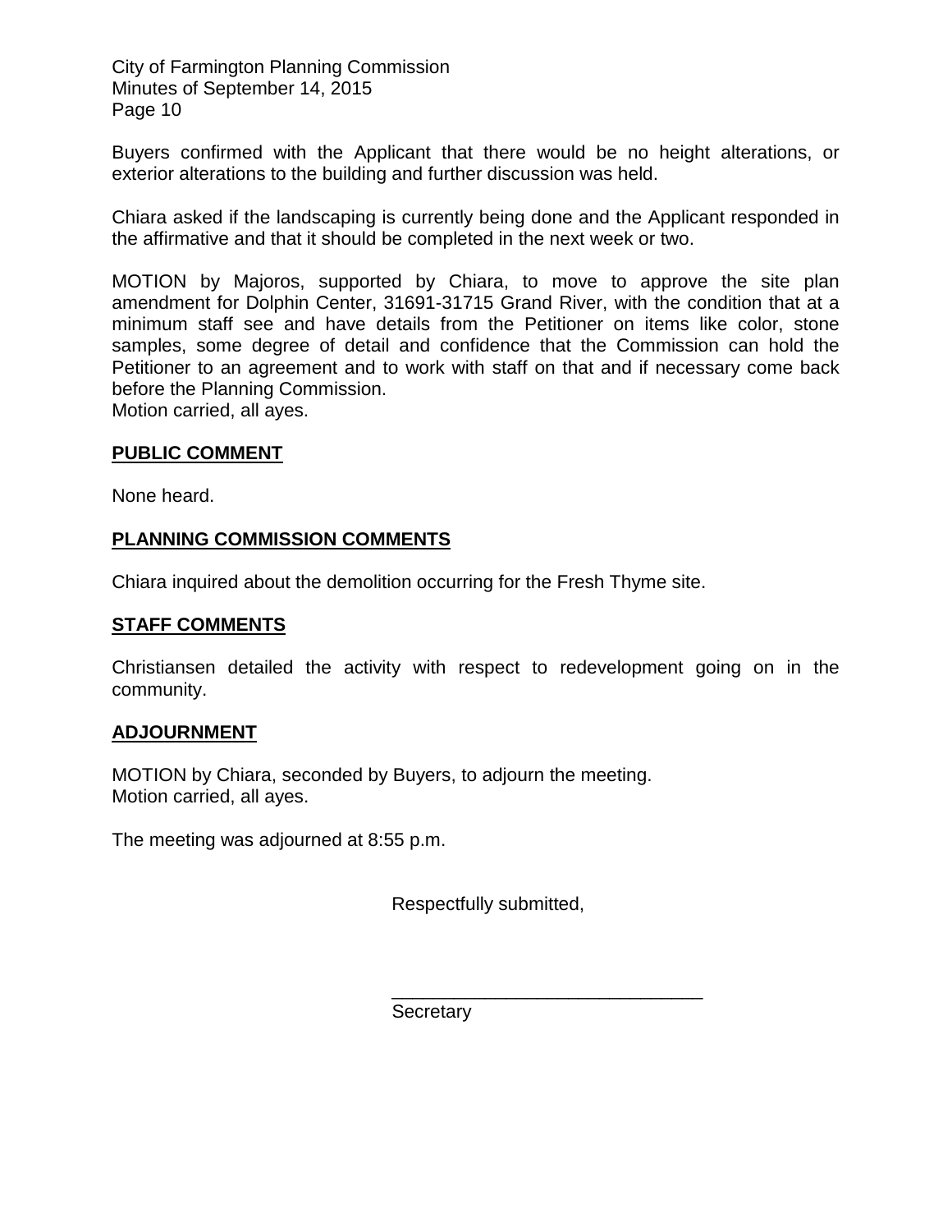Buyers confirmed with the Applicant that there would be no height alterations, or exterior alterations to the building and further discussion was held.

Chiara asked if the landscaping is currently being done and the Applicant responded in the affirmative and that it should be completed in the next week or two.

MOTION by Majoros, supported by Chiara, to move to approve the site plan amendment for Dolphin Center, 31691-31715 Grand River, with the condition that at a minimum staff see and have details from the Petitioner on items like color, stone samples, some degree of detail and confidence that the Commission can hold the Petitioner to an agreement and to work with staff on that and if necessary come back before the Planning Commission.
Motion carried, all ayes.

## PUBLIC COMMENT

None heard.

## PLANNING COMMISSION COMMENTS

Chiara inquired about the demolition occurring for the Fresh Thyme site.

## STAFF COMMENTS

Christiansen detailed the activity with respect to redevelopment going on in the community.

## ADJOURNMENT

MOTION by Chiara, seconded by Buyers, to adjourn the meeting.
Motion carried, all ayes.

The meeting was adjourned at 8:55 p.m.

Respectfully submitted,

______________________________
Secretary